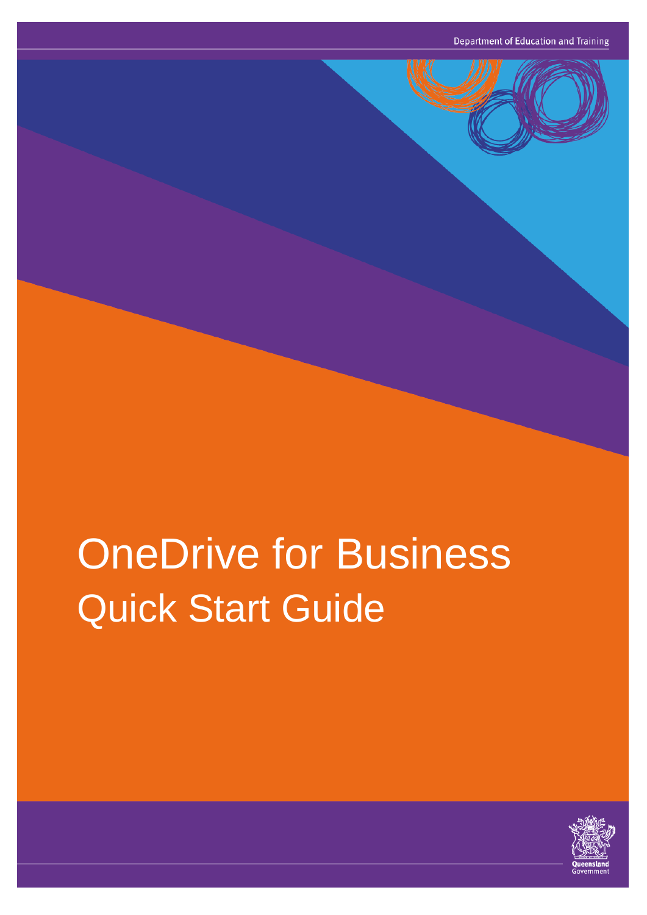Department of Education and Training

# OneDrive for Business

## Quick Start Guide

Queensland Government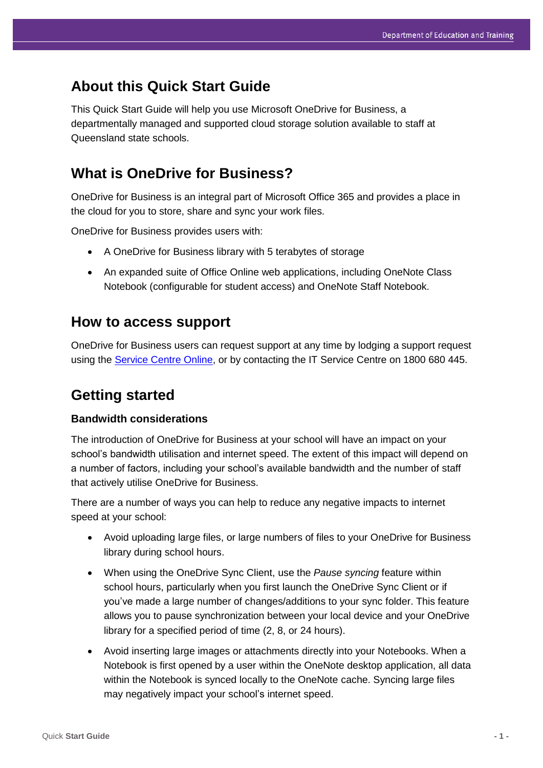## About this Quick Start Guide

This Quick Start Guide will help you use Microsoft OneDrive for Business, a departmentally managed and supported cloud storage solution available to staff at Queensland state schools.

## What is OneDrive for Business?

OneDrive for Business is an integral part of Microsoft Office 365 and provides a place in the cloud for you to store, share and sync your work files.

OneDrive for Business provides users with:

- A OneDrive for Business library with 5 terabytes of storage
- An expanded suite of Office Online web applications, including OneNote Class Notebook (configurable for student access) and OneNote Staff Notebook.

## How to access support

OneDrive for Business users can request support at any time by lodging a support request using the [Service Centre Online](), or by contacting the IT Service Centre on 1800 680 445.

## Getting started

### Bandwidth considerations

The introduction of OneDrive for Business at your school will have an impact on your school's bandwidth utilisation and internet speed. The extent of this impact will depend on a number of factors, including your school's available bandwidth and the number of staff that actively utilise OneDrive for Business.

There are a number of ways you can help to reduce any negative impacts to internet speed at your school:

- Avoid uploading large files, or large numbers of files to your OneDrive for Business library during school hours.
- When using the OneDrive Sync Client, use the *Pause syncing* feature within school hours, particularly when you first launch the OneDrive Sync Client or if you've made a large number of changes/additions to your sync folder. This feature allows you to pause synchronization between your local device and your OneDrive library for a specified period of time (2, 8, or 24 hours).
- Avoid inserting large images or attachments directly into your Notebooks. When a Notebook is first opened by a user within the OneNote desktop application, all data within the Notebook is synced locally to the OneNote cache. Syncing large files may negatively impact your school's internet speed.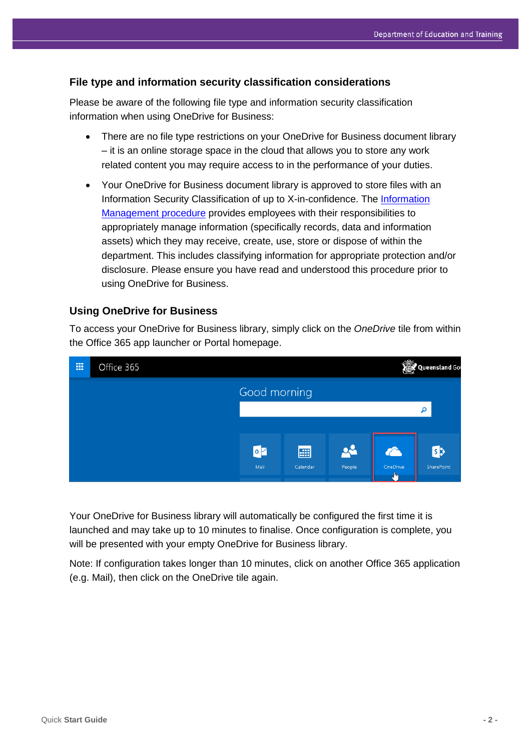## File type and information security classification considerations

Please be aware of the following file type and information security classification information when using OneDrive for Business:

- There are no file type restrictions on your OneDrive for Business document library – it is an online storage space in the cloud that allows you to store any work related content you may require access to in the performance of your duties.
- Your OneDrive for Business document library is approved to store files with an Information Security Classification of up to X-in-confidence. The [Information Management procedure] provides employees with their responsibilities to appropriately manage information (specifically records, data and information assets) which they may receive, create, use, store or dispose of within the department. This includes classifying information for appropriate protection and/or disclosure. Please ensure you have read and understood this procedure prior to using OneDrive for Business.

## Using OneDrive for Business

To access your OneDrive for Business library, simply click on the *OneDrive* tile from within the Office 365 app launcher or Portal homepage.

Your OneDrive for Business library will automatically be configured the first time it is launched and may take up to 10 minutes to finalise. Once configuration is complete, you will be presented with your empty OneDrive for Business library.

Note: If configuration takes longer than 10 minutes, click on another Office 365 application (e.g. Mail), then click on the OneDrive tile again.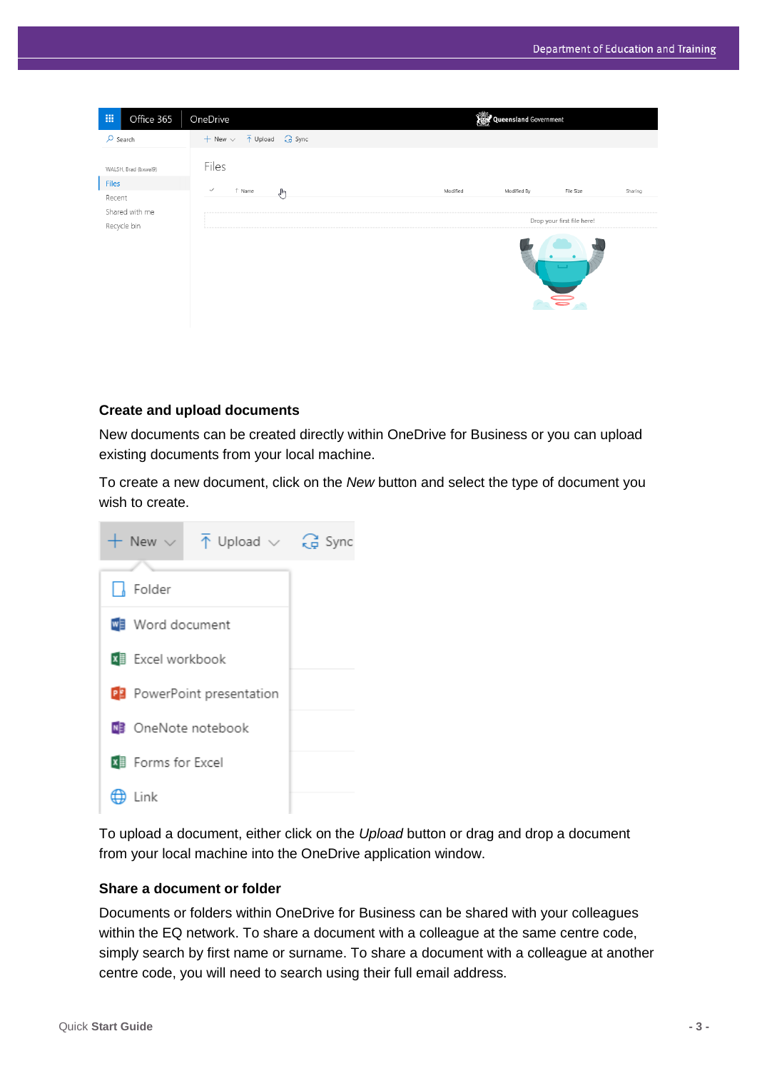### Create and upload documents

New documents can be created directly within OneDrive for Business or you can upload existing documents from your local machine.

To create a new document, click on the *New* button and select the type of document you wish to create.

To upload a document, either click on the *Upload* button or drag and drop a document from your local machine into the OneDrive application window.

### Share a document or folder

Documents or folders within OneDrive for Business can be shared with your colleagues within the EQ network. To share a document with a colleague at the same centre code, simply search by first name or surname. To share a document with a colleague at another centre code, you will need to search using their full email address.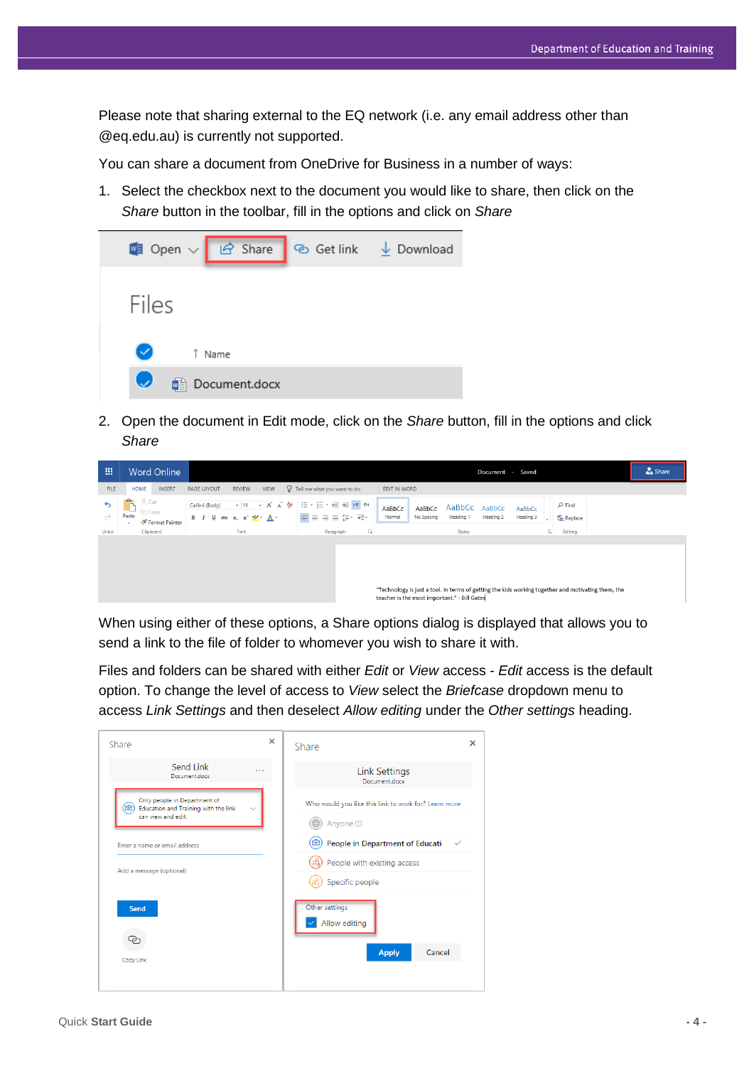Please note that sharing external to the EQ network (i.e. any email address other than @eq.edu.au) is currently not supported.

You can share a document from OneDrive for Business in a number of ways:

1. Select the checkbox next to the document you would like to share, then click on the *Share* button in the toolbar, fill in the options and click on *Share*

2. Open the document in Edit mode, click on the *Share* button, fill in the options and click *Share*

When using either of these options, a Share options dialog is displayed that allows you to send a link to the file of folder to whomever you wish to share it with.

Files and folders can be shared with either *Edit* or *View* access - *Edit* access is the default option. To change the level of access to *View* select the *Briefcase* dropdown menu to access *Link Settings* and then deselect *Allow editing* under the *Other settings* heading.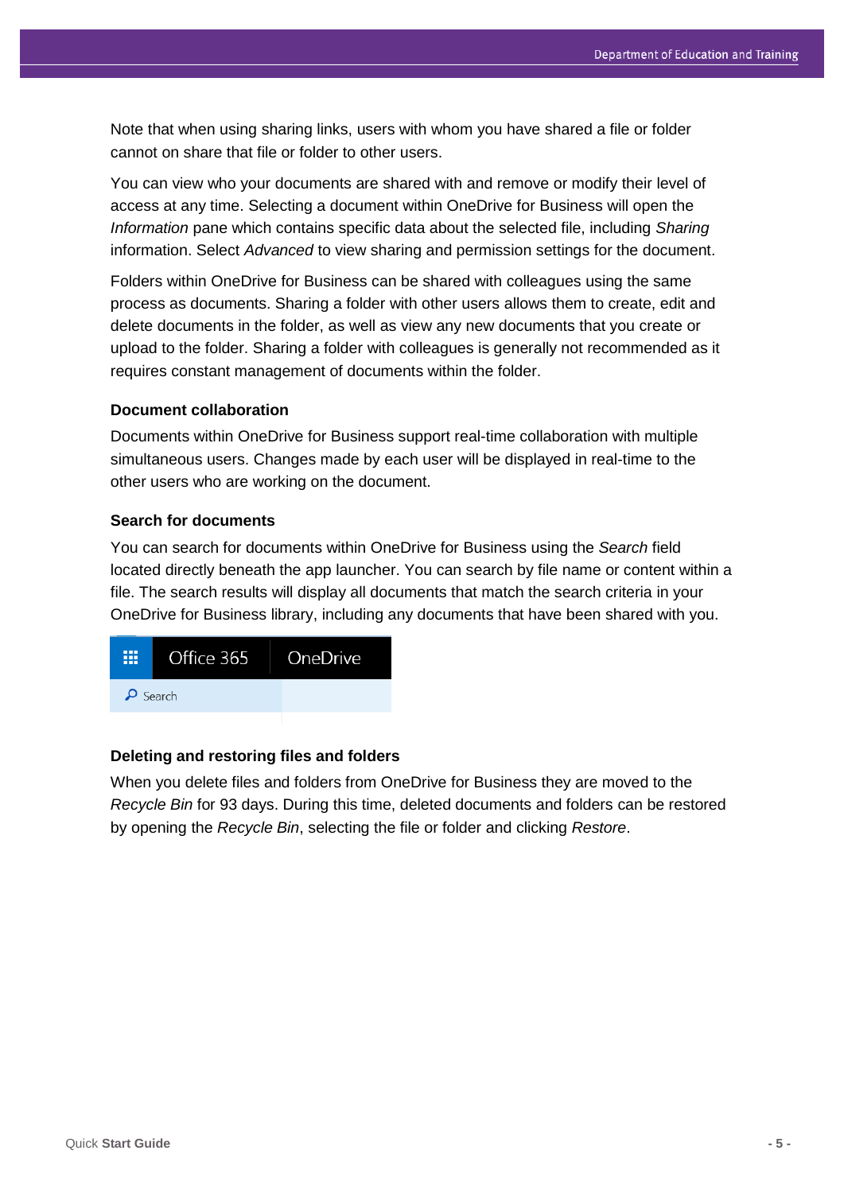Note that when using sharing links, users with whom you have shared a file or folder cannot on share that file or folder to other users.

You can view who your documents are shared with and remove or modify their level of access at any time. Selecting a document within OneDrive for Business will open the *Information* pane which contains specific data about the selected file, including *Sharing* information. Select *Advanced* to view sharing and permission settings for the document.

Folders within OneDrive for Business can be shared with colleagues using the same process as documents. Sharing a folder with other users allows them to create, edit and delete documents in the folder, as well as view any new documents that you create or upload to the folder. Sharing a folder with colleagues is generally not recommended as it requires constant management of documents within the folder.

### Document collaboration

Documents within OneDrive for Business support real-time collaboration with multiple simultaneous users. Changes made by each user will be displayed in real-time to the other users who are working on the document.

### Search for documents

You can search for documents within OneDrive for Business using the *Search* field located directly beneath the app launcher. You can search by file name or content within a file. The search results will display all documents that match the search criteria in your OneDrive for Business library, including any documents that have been shared with you.

### Deleting and restoring files and folders

When you delete files and folders from OneDrive for Business they are moved to the *Recycle Bin* for 93 days. During this time, deleted documents and folders can be restored by opening the *Recycle Bin*, selecting the file or folder and clicking *Restore*.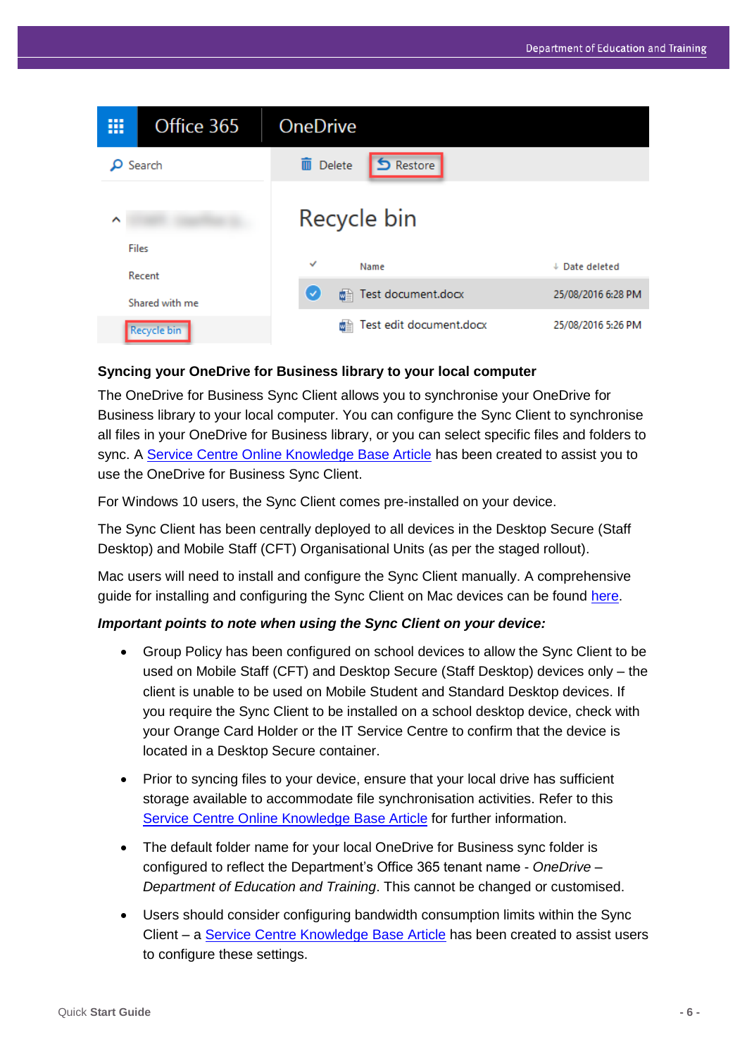## Syncing your OneDrive for Business library to your local computer

The OneDrive for Business Sync Client allows you to synchronise your OneDrive for Business library to your local computer. You can configure the Sync Client to synchronise all files in your OneDrive for Business library, or you can select specific files and folders to sync. A [Service Centre Online Knowledge Base Article]() has been created to assist you to use the OneDrive for Business Sync Client.

For Windows 10 users, the Sync Client comes pre-installed on your device.

The Sync Client has been centrally deployed to all devices in the Desktop Secure (Staff Desktop) and Mobile Staff (CFT) Organisational Units (as per the staged rollout).

Mac users will need to install and configure the Sync Client manually. A comprehensive guide for installing and configuring the Sync Client on Mac devices can be found [here]().

***Important points to note when using the Sync Client on your device:***

- Group Policy has been configured on school devices to allow the Sync Client to be used on Mobile Staff (CFT) and Desktop Secure (Staff Desktop) devices only – the client is unable to be used on Mobile Student and Standard Desktop devices. If you require the Sync Client to be installed on a school desktop device, check with your Orange Card Holder or the IT Service Centre to confirm that the device is located in a Desktop Secure container.
- Prior to syncing files to your device, ensure that your local drive has sufficient storage available to accommodate file synchronisation activities. Refer to this [Service Centre Online Knowledge Base Article]() for further information.
- The default folder name for your local OneDrive for Business sync folder is configured to reflect the Department's Office 365 tenant name - *OneDrive – Department of Education and Training*. This cannot be changed or customised.
- Users should consider configuring bandwidth consumption limits within the Sync Client – a [Service Centre Knowledge Base Article]() has been created to assist users to configure these settings.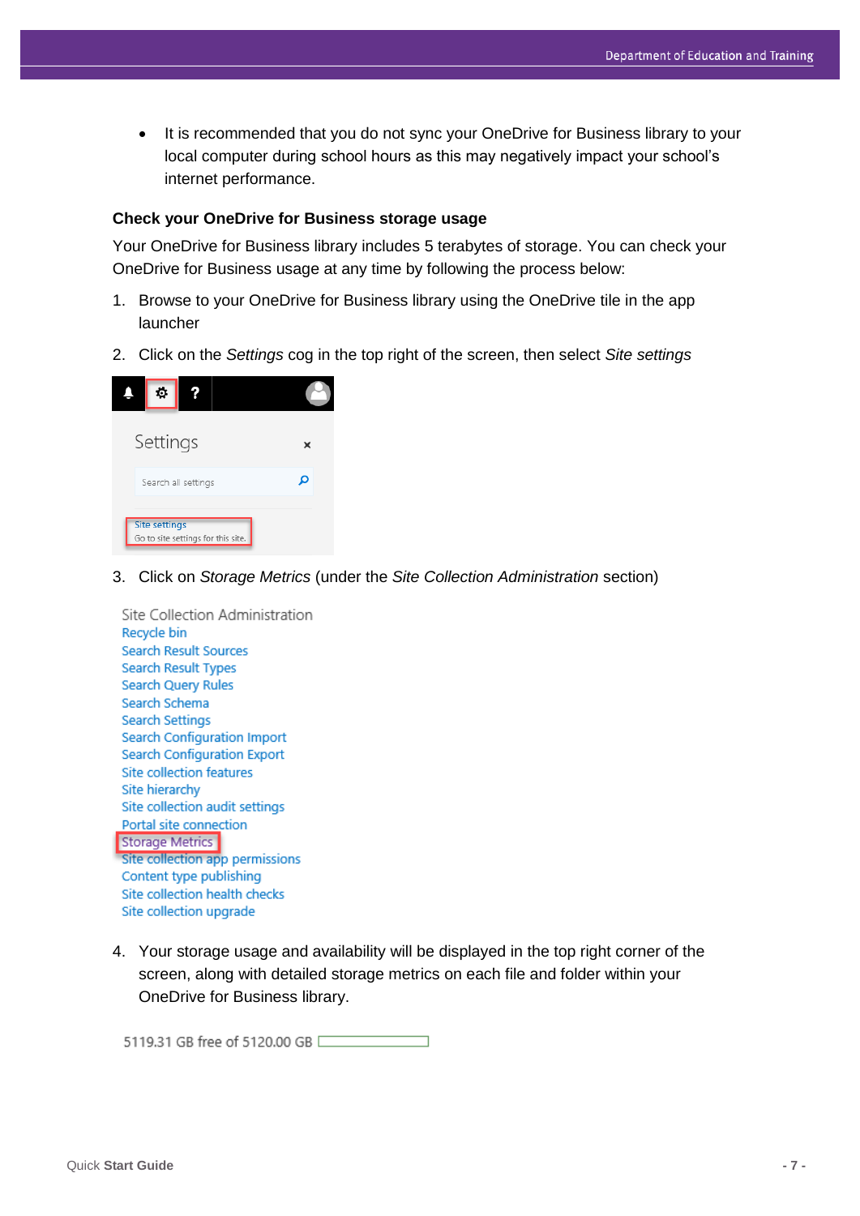- It is recommended that you do not sync your OneDrive for Business library to your local computer during school hours as this may negatively impact your school's internet performance.

### Check your OneDrive for Business storage usage

Your OneDrive for Business library includes 5 terabytes of storage. You can check your OneDrive for Business usage at any time by following the process below:

1. Browse to your OneDrive for Business library using the OneDrive tile in the app launcher
2. Click on the *Settings* cog in the top right of the screen, then select *Site settings*
3. Click on *Storage Metrics* (under the *Site Collection Administration* section)
4. Your storage usage and availability will be displayed in the top right corner of the screen, along with detailed storage metrics on each file and folder within your OneDrive for Business library.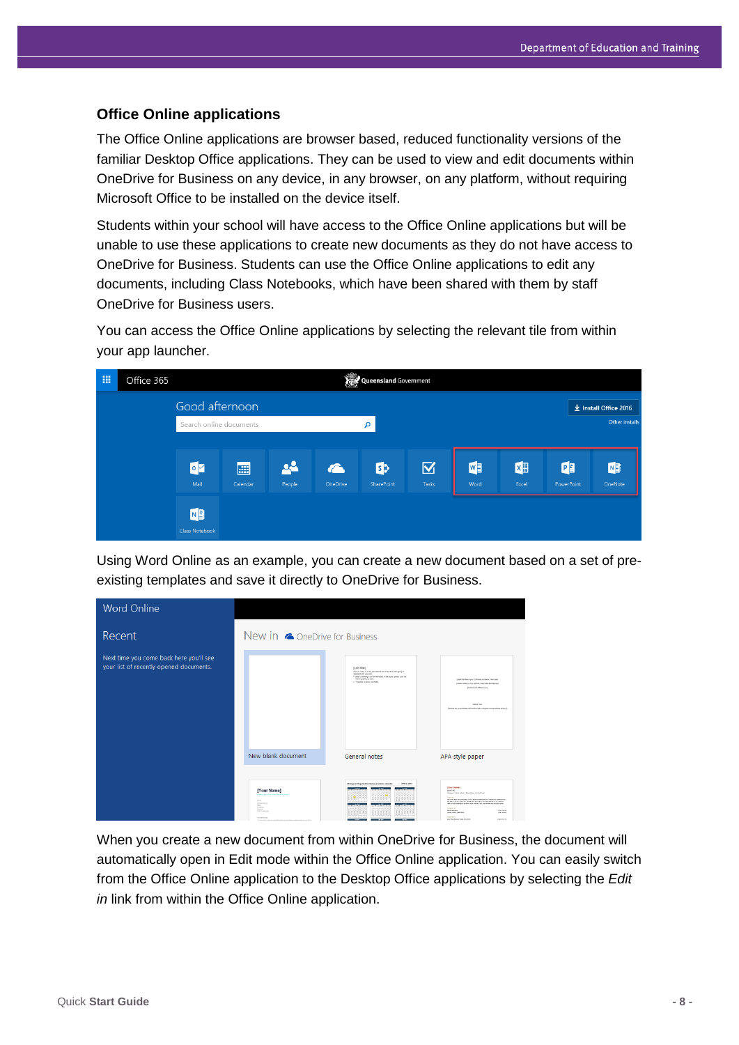### Office Online applications

The Office Online applications are browser based, reduced functionality versions of the familiar Desktop Office applications. They can be used to view and edit documents within OneDrive for Business on any device, in any browser, on any platform, without requiring Microsoft Office to be installed on the device itself.

Students within your school will have access to the Office Online applications but will be unable to use these applications to create new documents as they do not have access to OneDrive for Business. Students can use the Office Online applications to edit any documents, including Class Notebooks, which have been shared with them by staff OneDrive for Business users.

You can access the Office Online applications by selecting the relevant tile from within your app launcher.

Using Word Online as an example, you can create a new document based on a set of pre-existing templates and save it directly to OneDrive for Business.

When you create a new document from within OneDrive for Business, the document will automatically open in Edit mode within the Office Online application. You can easily switch from the Office Online application to the Desktop Office applications by selecting the *Edit in* link from within the Office Online application.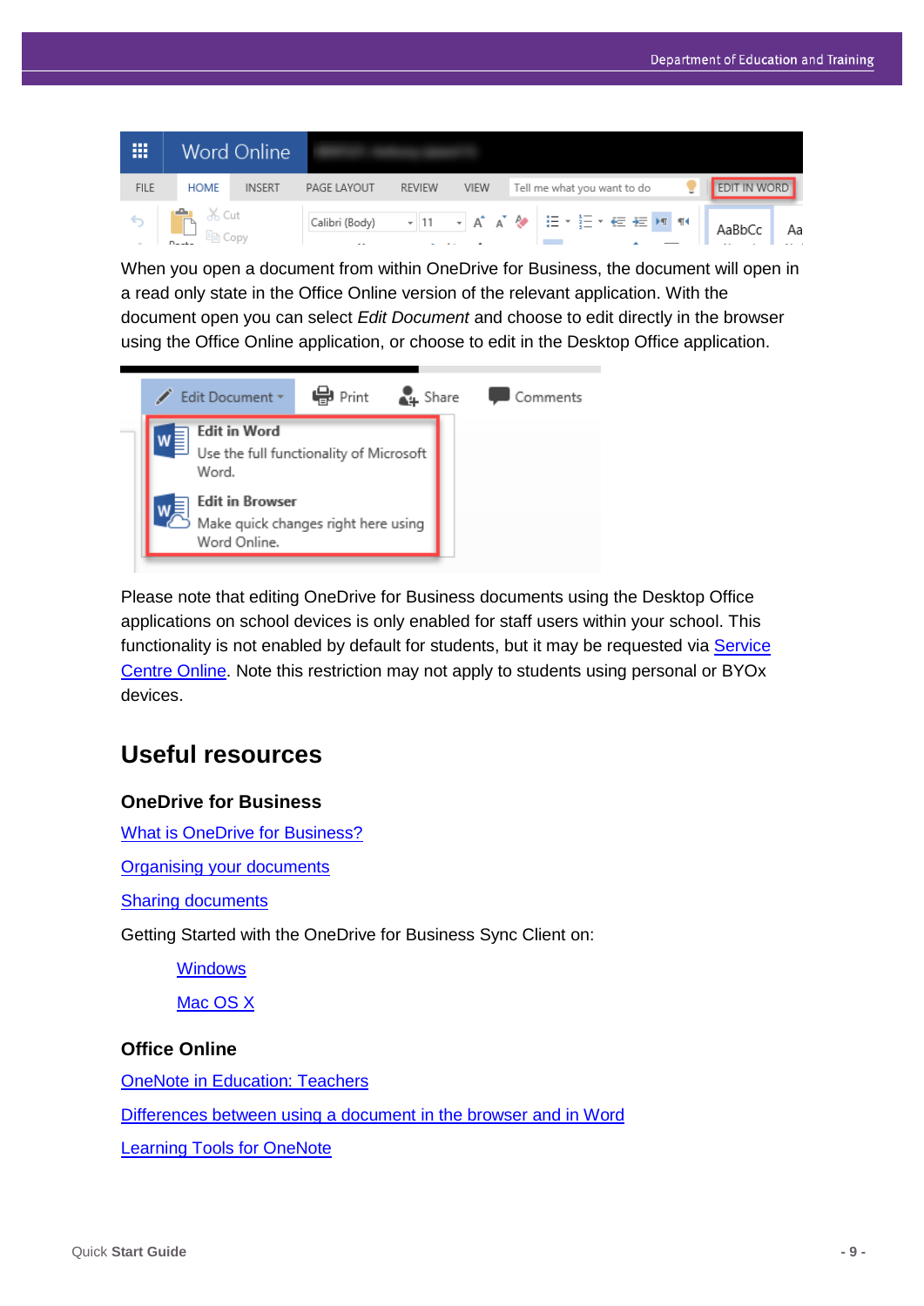When you open a document from within OneDrive for Business, the document will open in a read only state in the Office Online version of the relevant application. With the document open you can select *Edit Document* and choose to edit directly in the browser using the Office Online application, or choose to edit in the Desktop Office application.

Please note that editing OneDrive for Business documents using the Desktop Office applications on school devices is only enabled for staff users within your school. This functionality is not enabled by default for students, but it may be requested via Service Centre Online. Note this restriction may not apply to students using personal or BYOx devices.

## Useful resources

### OneDrive for Business

What is OneDrive for Business?

Organising your documents

Sharing documents

Getting Started with the OneDrive for Business Sync Client on:

- Windows
- Mac OS X

### Office Online

OneNote in Education: Teachers

Differences between using a document in the browser and in Word

Learning Tools for OneNote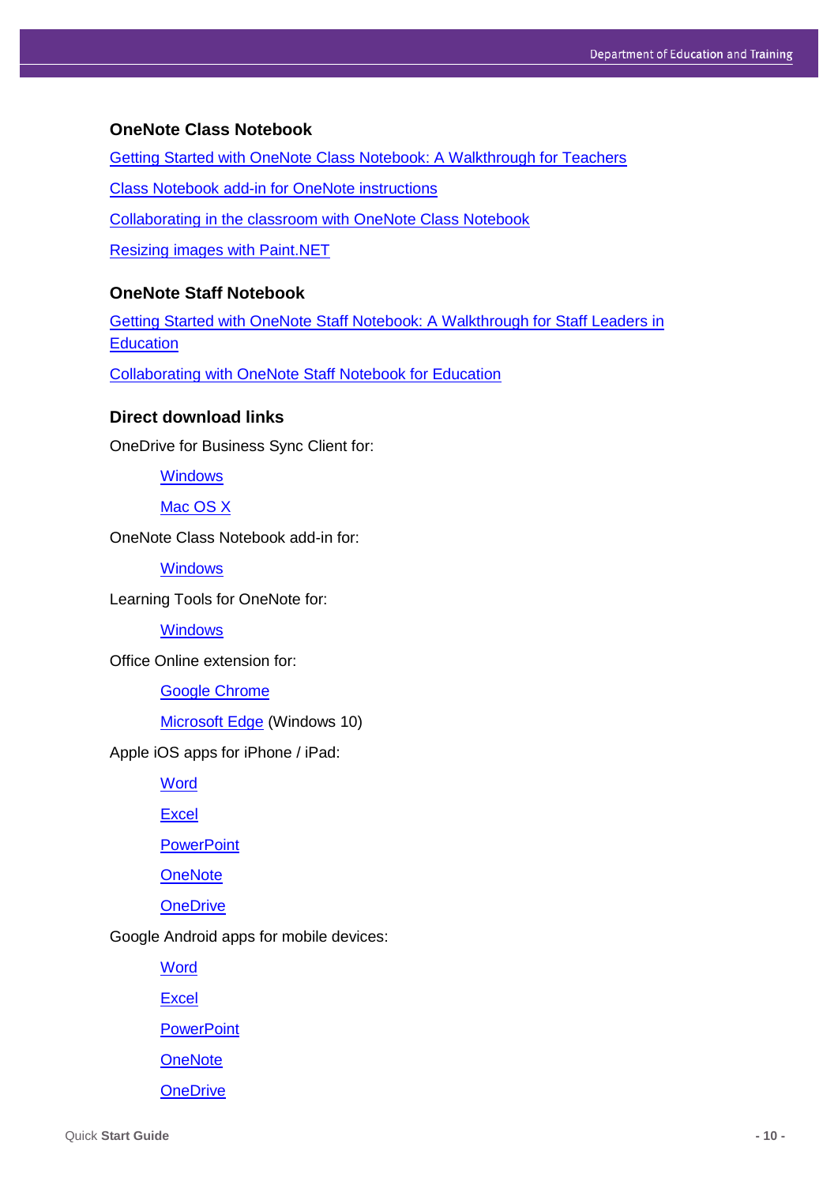### OneNote Class Notebook

Getting Started with OneNote Class Notebook: A Walkthrough for Teachers

Class Notebook add-in for OneNote instructions

Collaborating in the classroom with OneNote Class Notebook

Resizing images with Paint.NET

### OneNote Staff Notebook

Getting Started with OneNote Staff Notebook: A Walkthrough for Staff Leaders in Education

Collaborating with OneNote Staff Notebook for Education

### Direct download links

OneDrive for Business Sync Client for:

- Windows
- Mac OS X

OneNote Class Notebook add-in for:

- Windows

Learning Tools for OneNote for:

- Windows

Office Online extension for:

- Google Chrome
- Microsoft Edge (Windows 10)

Apple iOS apps for iPhone / iPad:

- Word
- Excel
- PowerPoint
- OneNote
- OneDrive

Google Android apps for mobile devices:

- Word
- Excel
- PowerPoint
- OneNote
- OneDrive